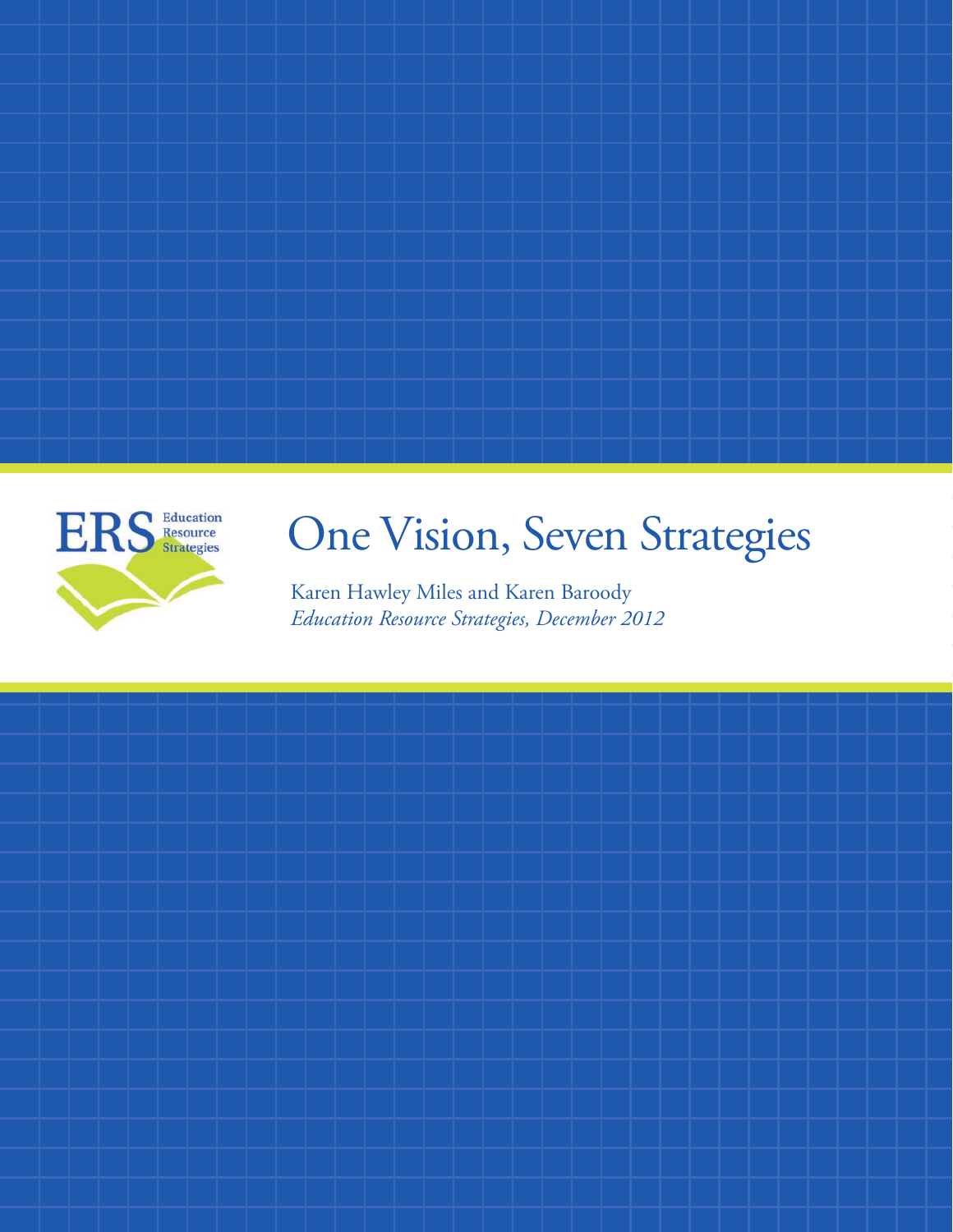ERS Education Resource Strategies

# One Vision, Seven Strategies

Karen Hawley Miles and Karen Baroody

*Education Resource Strategies, December 2012*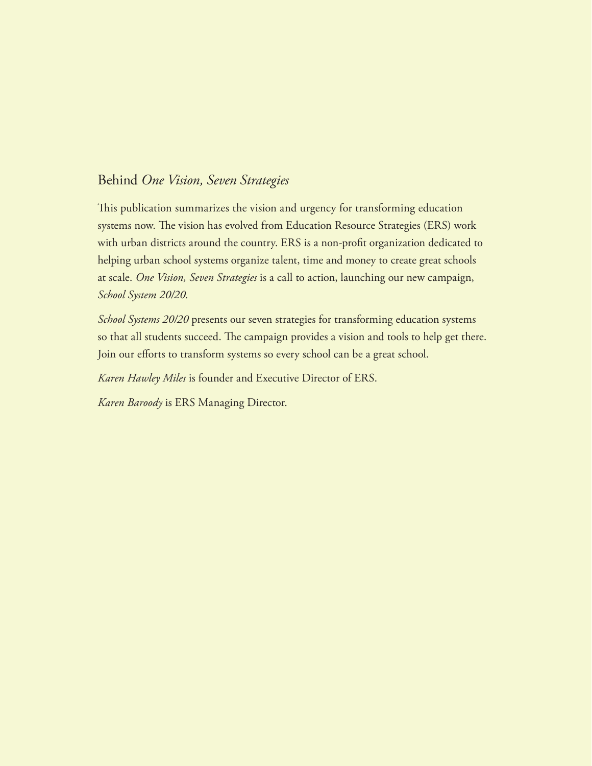## Behind *One Vision, Seven Strategies*

This publication summarizes the vision and urgency for transforming education systems now. The vision has evolved from Education Resource Strategies (ERS) work with urban districts around the country. ERS is a non-profit organization dedicated to helping urban school systems organize talent, time and money to create great schools at scale. *One Vision, Seven Strategies* is a call to action, launching our new campaign, *School System 20/20.*

*School Systems 20/20* presents our seven strategies for transforming education systems so that all students succeed. The campaign provides a vision and tools to help get there. Join our efforts to transform systems so every school can be a great school.

*Karen Hawley Miles* is founder and Executive Director of ERS.

*Karen Baroody* is ERS Managing Director.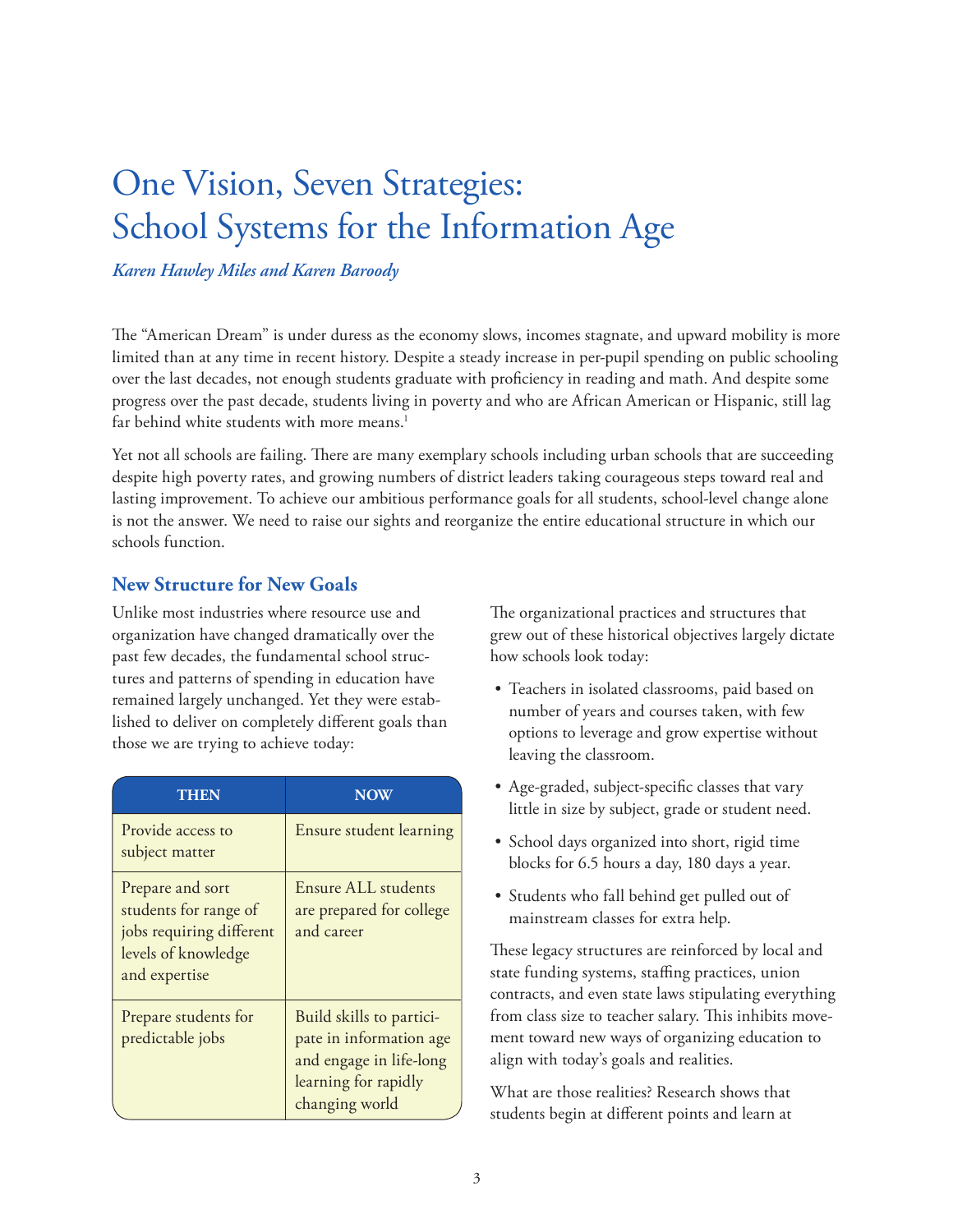# One Vision, Seven Strategies: School Systems for the Information Age

*Karen Hawley Miles and Karen Baroody*

The "American Dream" is under duress as the economy slows, incomes stagnate, and upward mobility is more limited than at any time in recent history. Despite a steady increase in per-pupil spending on public schooling over the last decades, not enough students graduate with proficiency in reading and math. And despite some progress over the past decade, students living in poverty and who are African American or Hispanic, still lag far behind white students with more means.[1]

Yet not all schools are failing. There are many exemplary schools including urban schools that are succeeding despite high poverty rates, and growing numbers of district leaders taking courageous steps toward real and lasting improvement. To achieve our ambitious performance goals for all students, school-level change alone is not the answer. We need to raise our sights and reorganize the entire educational structure in which our schools function.

## New Structure for New Goals

Unlike most industries where resource use and organization have changed dramatically over the past few decades, the fundamental school structures and patterns of spending in education have remained largely unchanged. Yet they were established to deliver on completely different goals than those we are trying to achieve today:

| THEN | NOW |
|---|---|
| Provide access to subject matter | Ensure student learning |
| Prepare and sort students for range of jobs requiring different levels of knowledge and expertise | Ensure ALL students are prepared for college and career |
| Prepare students for predictable jobs | Build skills to participate in information age and engage in life-long learning for rapidly changing world |

The organizational practices and structures that grew out of these historical objectives largely dictate how schools look today:

- Teachers in isolated classrooms, paid based on number of years and courses taken, with few options to leverage and grow expertise without leaving the classroom.
- Age-graded, subject-specific classes that vary little in size by subject, grade or student need.
- School days organized into short, rigid time blocks for 6.5 hours a day, 180 days a year.
- Students who fall behind get pulled out of mainstream classes for extra help.

These legacy structures are reinforced by local and state funding systems, staffing practices, union contracts, and even state laws stipulating everything from class size to teacher salary. This inhibits movement toward new ways of organizing education to align with today's goals and realities.

What are those realities? Research shows that students begin at different points and learn at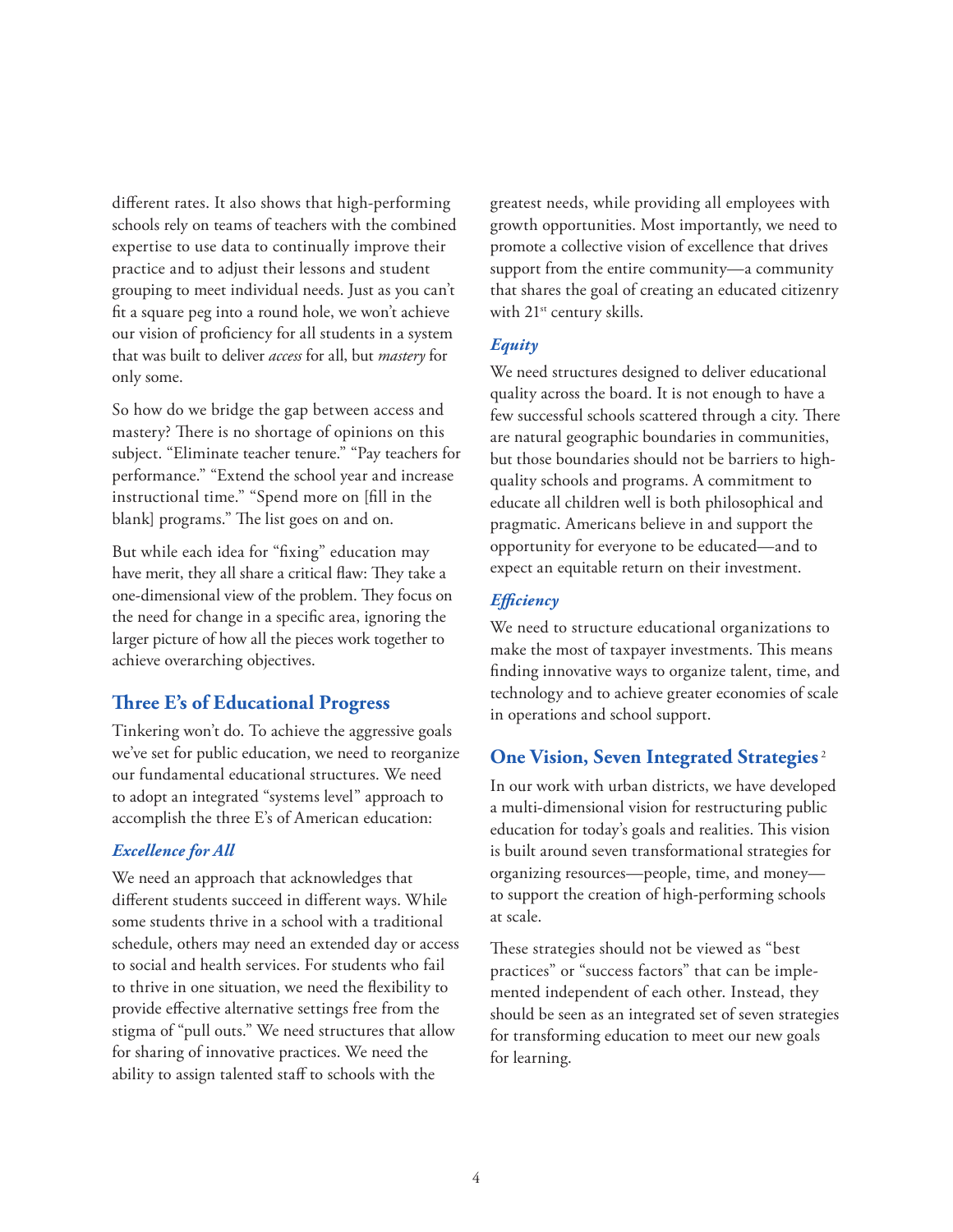different rates. It also shows that high-performing schools rely on teams of teachers with the combined expertise to use data to continually improve their practice and to adjust their lessons and student grouping to meet individual needs. Just as you can't fit a square peg into a round hole, we won't achieve our vision of proficiency for all students in a system that was built to deliver *access* for all, but *mastery* for only some.

So how do we bridge the gap between access and mastery? There is no shortage of opinions on this subject. "Eliminate teacher tenure." "Pay teachers for performance." "Extend the school year and increase instructional time." "Spend more on [fill in the blank] programs." The list goes on and on.

But while each idea for "fixing" education may have merit, they all share a critical flaw: They take a one-dimensional view of the problem. They focus on the need for change in a specific area, ignoring the larger picture of how all the pieces work together to achieve overarching objectives.

## Three E's of Educational Progress

Tinkering won't do. To achieve the aggressive goals we've set for public education, we need to reorganize our fundamental educational structures. We need to adopt an integrated "systems level" approach to accomplish the three E's of American education:

### *Excellence for All*

We need an approach that acknowledges that different students succeed in different ways. While some students thrive in a school with a traditional schedule, others may need an extended day or access to social and health services. For students who fail to thrive in one situation, we need the flexibility to provide effective alternative settings free from the stigma of "pull outs." We need structures that allow for sharing of innovative practices. We need the ability to assign talented staff to schools with the greatest needs, while providing all employees with growth opportunities. Most importantly, we need to promote a collective vision of excellence that drives support from the entire community—a community that shares the goal of creating an educated citizenry with 21st century skills.

### *Equity*

We need structures designed to deliver educational quality across the board. It is not enough to have a few successful schools scattered through a city. There are natural geographic boundaries in communities, but those boundaries should not be barriers to high-quality schools and programs. A commitment to educate all children well is both philosophical and pragmatic. Americans believe in and support the opportunity for everyone to be educated—and to expect an equitable return on their investment.

### *Efficiency*

We need to structure educational organizations to make the most of taxpayer investments. This means finding innovative ways to organize talent, time, and technology and to achieve greater economies of scale in operations and school support.

## One Vision, Seven Integrated Strategies [2]

In our work with urban districts, we have developed a multi-dimensional vision for restructuring public education for today's goals and realities. This vision is built around seven transformational strategies for organizing resources—people, time, and money—to support the creation of high-performing schools at scale.

These strategies should not be viewed as "best practices" or "success factors" that can be implemented independent of each other. Instead, they should be seen as an integrated set of seven strategies for transforming education to meet our new goals for learning.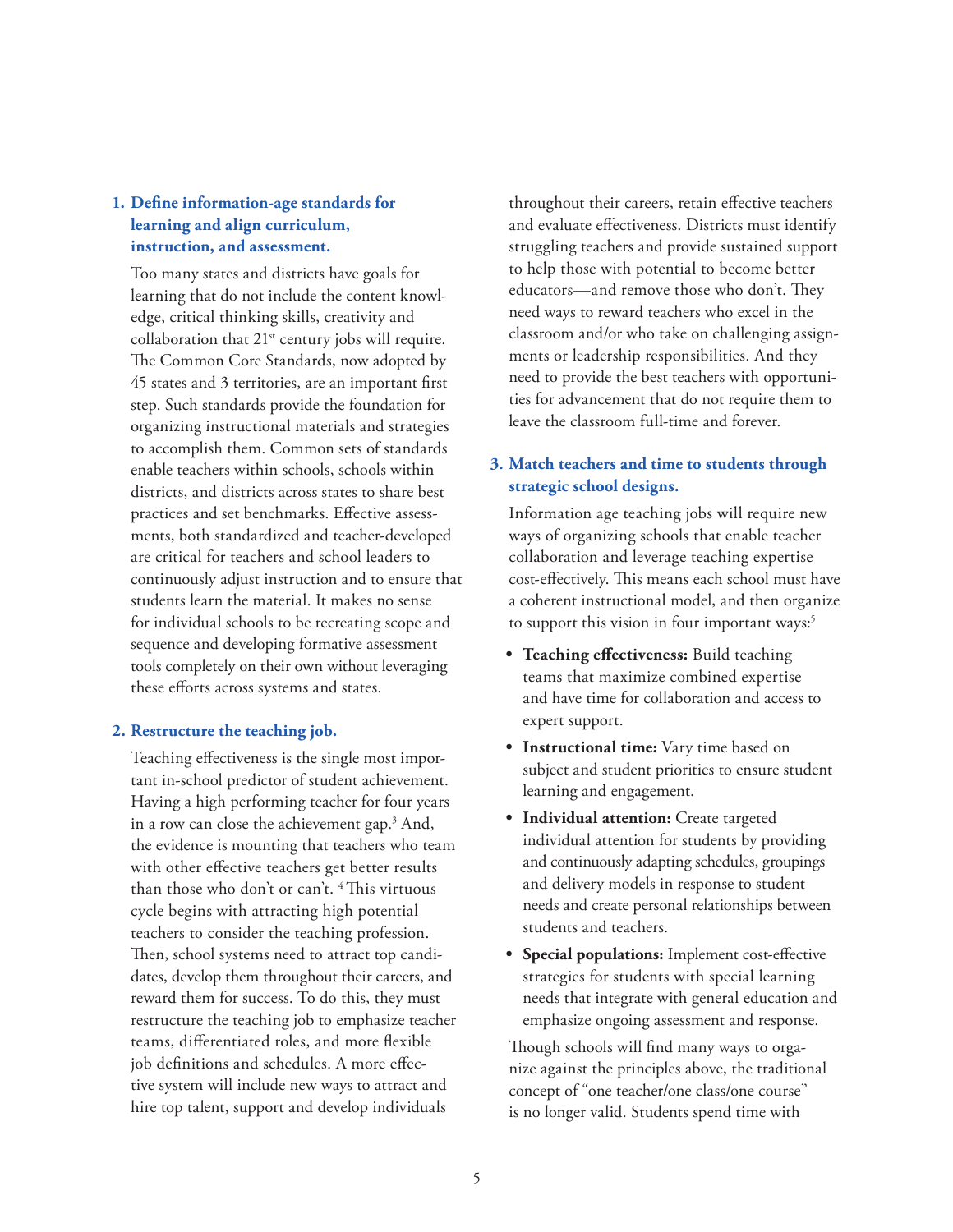1. **Define information-age standards for learning and align curriculum, instruction, and assessment.**

   Too many states and districts have goals for learning that do not include the content knowledge, critical thinking skills, creativity and collaboration that 21st century jobs will require. The Common Core Standards, now adopted by 45 states and 3 territories, are an important first step. Such standards provide the foundation for organizing instructional materials and strategies to accomplish them. Common sets of standards enable teachers within schools, schools within districts, and districts across states to share best practices and set benchmarks. Effective assessments, both standardized and teacher-developed are critical for teachers and school leaders to continuously adjust instruction and to ensure that students learn the material. It makes no sense for individual schools to be recreating scope and sequence and developing formative assessment tools completely on their own without leveraging these efforts across systems and states.

2. **Restructure the teaching job.**

   Teaching effectiveness is the single most important in-school predictor of student achievement. Having a high performing teacher for four years in a row can close the achievement gap.[3] And, the evidence is mounting that teachers who team with other effective teachers get better results than those who don't or can't.[4] This virtuous cycle begins with attracting high potential teachers to consider the teaching profession. Then, school systems need to attract top candidates, develop them throughout their careers, and reward them for success. To do this, they must restructure the teaching job to emphasize teacher teams, differentiated roles, and more flexible job definitions and schedules. A more effective system will include new ways to attract and hire top talent, support and develop individuals throughout their careers, retain effective teachers and evaluate effectiveness. Districts must identify struggling teachers and provide sustained support to help those with potential to become better educators—and remove those who don't. They need ways to reward teachers who excel in the classroom and/or who take on challenging assignments or leadership responsibilities. And they need to provide the best teachers with opportunities for advancement that do not require them to leave the classroom full-time and forever.

3. **Match teachers and time to students through strategic school designs.**

   Information age teaching jobs will require new ways of organizing schools that enable teacher collaboration and leverage teaching expertise cost-effectively. This means each school must have a coherent instructional model, and then organize to support this vision in four important ways:[5]

   - **Teaching effectiveness:** Build teaching teams that maximize combined expertise and have time for collaboration and access to expert support.
   - **Instructional time:** Vary time based on subject and student priorities to ensure student learning and engagement.
   - **Individual attention:** Create targeted individual attention for students by providing and continuously adapting schedules, groupings and delivery models in response to student needs and create personal relationships between students and teachers.
   - **Special populations:** Implement cost-effective strategies for students with special learning needs that integrate with general education and emphasize ongoing assessment and response.

   Though schools will find many ways to organize against the principles above, the traditional concept of "one teacher/one class/one course" is no longer valid. Students spend time with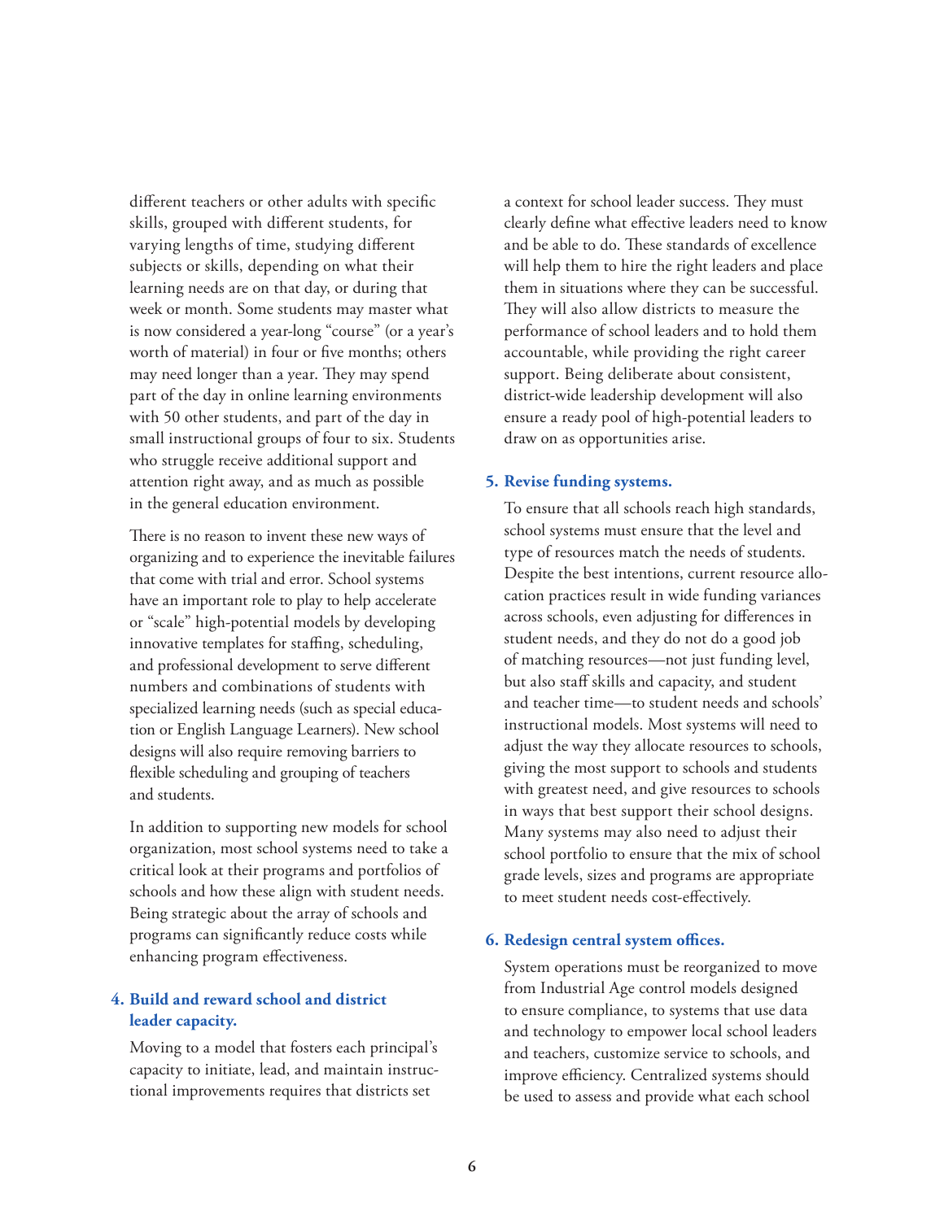different teachers or other adults with specific skills, grouped with different students, for varying lengths of time, studying different subjects or skills, depending on what their learning needs are on that day, or during that week or month. Some students may master what is now considered a year-long "course" (or a year's worth of material) in four or five months; others may need longer than a year. They may spend part of the day in online learning environments with 50 other students, and part of the day in small instructional groups of four to six. Students who struggle receive additional support and attention right away, and as much as possible in the general education environment.

There is no reason to invent these new ways of organizing and to experience the inevitable failures that come with trial and error. School systems have an important role to play to help accelerate or "scale" high-potential models by developing innovative templates for staffing, scheduling, and professional development to serve different numbers and combinations of students with specialized learning needs (such as special education or English Language Learners). New school designs will also require removing barriers to flexible scheduling and grouping of teachers and students.

In addition to supporting new models for school organization, most school systems need to take a critical look at their programs and portfolios of schools and how these align with student needs. Being strategic about the array of schools and programs can significantly reduce costs while enhancing program effectiveness.

**4. Build and reward school and district leader capacity.**

Moving to a model that fosters each principal's capacity to initiate, lead, and maintain instructional improvements requires that districts set a context for school leader success. They must clearly define what effective leaders need to know and be able to do. These standards of excellence will help them to hire the right leaders and place them in situations where they can be successful. They will also allow districts to measure the performance of school leaders and to hold them accountable, while providing the right career support. Being deliberate about consistent, district-wide leadership development will also ensure a ready pool of high-potential leaders to draw on as opportunities arise.

**5. Revise funding systems.**

To ensure that all schools reach high standards, school systems must ensure that the level and type of resources match the needs of students. Despite the best intentions, current resource allocation practices result in wide funding variances across schools, even adjusting for differences in student needs, and they do not do a good job of matching resources—not just funding level, but also staff skills and capacity, and student and teacher time—to student needs and schools' instructional models. Most systems will need to adjust the way they allocate resources to schools, giving the most support to schools and students with greatest need, and give resources to schools in ways that best support their school designs. Many systems may also need to adjust their school portfolio to ensure that the mix of school grade levels, sizes and programs are appropriate to meet student needs cost-effectively.

**6. Redesign central system offices.**

System operations must be reorganized to move from Industrial Age control models designed to ensure compliance, to systems that use data and technology to empower local school leaders and teachers, customize service to schools, and improve efficiency. Centralized systems should be used to assess and provide what each school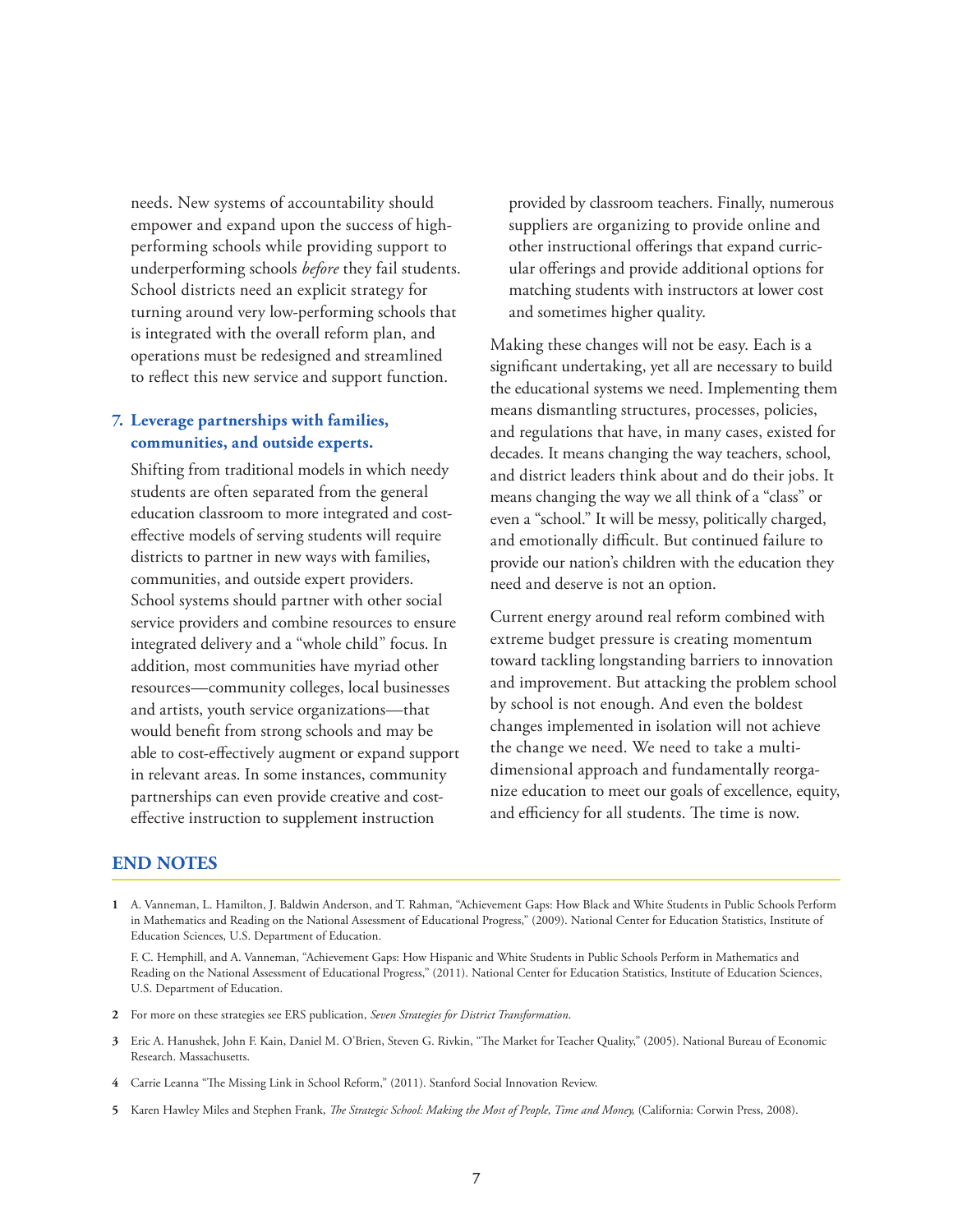needs. New systems of accountability should empower and expand upon the success of high-performing schools while providing support to underperforming schools *before* they fail students. School districts need an explicit strategy for turning around very low-performing schools that is integrated with the overall reform plan, and operations must be redesigned and streamlined to reflect this new service and support function.

7. **Leverage partnerships with families, communities, and outside experts.**

   Shifting from traditional models in which needy students are often separated from the general education classroom to more integrated and cost-effective models of serving students will require districts to partner in new ways with families, communities, and outside expert providers. School systems should partner with other social service providers and combine resources to ensure integrated delivery and a "whole child" focus. In addition, most communities have myriad other resources—community colleges, local businesses and artists, youth service organizations—that would benefit from strong schools and may be able to cost-effectively augment or expand support in relevant areas. In some instances, community partnerships can even provide creative and cost-effective instruction to supplement instruction provided by classroom teachers. Finally, numerous suppliers are organizing to provide online and other instructional offerings that expand curricular offerings and provide additional options for matching students with instructors at lower cost and sometimes higher quality.

Making these changes will not be easy. Each is a significant undertaking, yet all are necessary to build the educational systems we need. Implementing them means dismantling structures, processes, policies, and regulations that have, in many cases, existed for decades. It means changing the way teachers, school, and district leaders think about and do their jobs. It means changing the way we all think of a "class" or even a "school." It will be messy, politically charged, and emotionally difficult. But continued failure to provide our nation's children with the education they need and deserve is not an option.

Current energy around real reform combined with extreme budget pressure is creating momentum toward tackling longstanding barriers to innovation and improvement. But attacking the problem school by school is not enough. And even the boldest changes implemented in isolation will not achieve the change we need. We need to take a multi-dimensional approach and fundamentally reorganize education to meet our goals of excellence, equity, and efficiency for all students. The time is now.

## END NOTES

1. A. Vanneman, L. Hamilton, J. Baldwin Anderson, and T. Rahman, "Achievement Gaps: How Black and White Students in Public Schools Perform in Mathematics and Reading on the National Assessment of Educational Progress," (2009). National Center for Education Statistics, Institute of Education Sciences, U.S. Department of Education.

   F. C. Hemphill, and A. Vanneman, "Achievement Gaps: How Hispanic and White Students in Public Schools Perform in Mathematics and Reading on the National Assessment of Educational Progress," (2011). National Center for Education Statistics, Institute of Education Sciences, U.S. Department of Education.

2. For more on these strategies see ERS publication, *Seven Strategies for District Transformation*.

3. Eric A. Hanushek, John F. Kain, Daniel M. O'Brien, Steven G. Rivkin, "The Market for Teacher Quality," (2005). National Bureau of Economic Research. Massachusetts.

4. Carrie Leanna "The Missing Link in School Reform," (2011). Stanford Social Innovation Review.

5. Karen Hawley Miles and Stephen Frank, *The Strategic School: Making the Most of People, Time and Money,* (California: Corwin Press, 2008).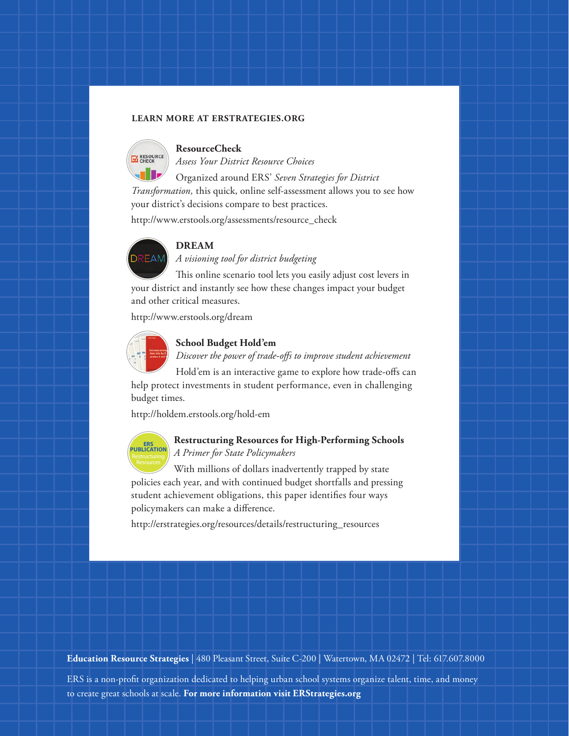**LEARN MORE AT ERSTRATEGIES.ORG**

**ResourceCheck**

*Assess Your District Resource Choices*

Organized around ERS' *Seven Strategies for District Transformation,* this quick, online self-assessment allows you to see how your district's decisions compare to best practices.

http://www.erstools.org/assessments/resource_check

**DREAM**

*A visioning tool for district budgeting*

This online scenario tool lets you easily adjust cost levers in your district and instantly see how these changes impact your budget and other critical measures.

http://www.erstools.org/dream

**School Budget Hold'em**

*Discover the power of trade-offs to improve student achievement*

Hold'em is an interactive game to explore how trade-offs can help protect investments in student performance, even in challenging budget times.

http://holdem.erstools.org/hold-em

**Restructuring Resources for High-Performing Schools**

*A Primer for State Policymakers*

With millions of dollars inadvertently trapped by state policies each year, and with continued budget shortfalls and pressing student achievement obligations, this paper identifies four ways policymakers can make a difference.

http://erstrategies.org/resources/details/restructuring_resources

**Education Resource Strategies** | 480 Pleasant Street, Suite C-200 | Watertown, MA 02472 | Tel: 617.607.8000

ERS is a non-profit organization dedicated to helping urban school systems organize talent, time, and money to create great schools at scale. **For more information visit ERStrategies.org**